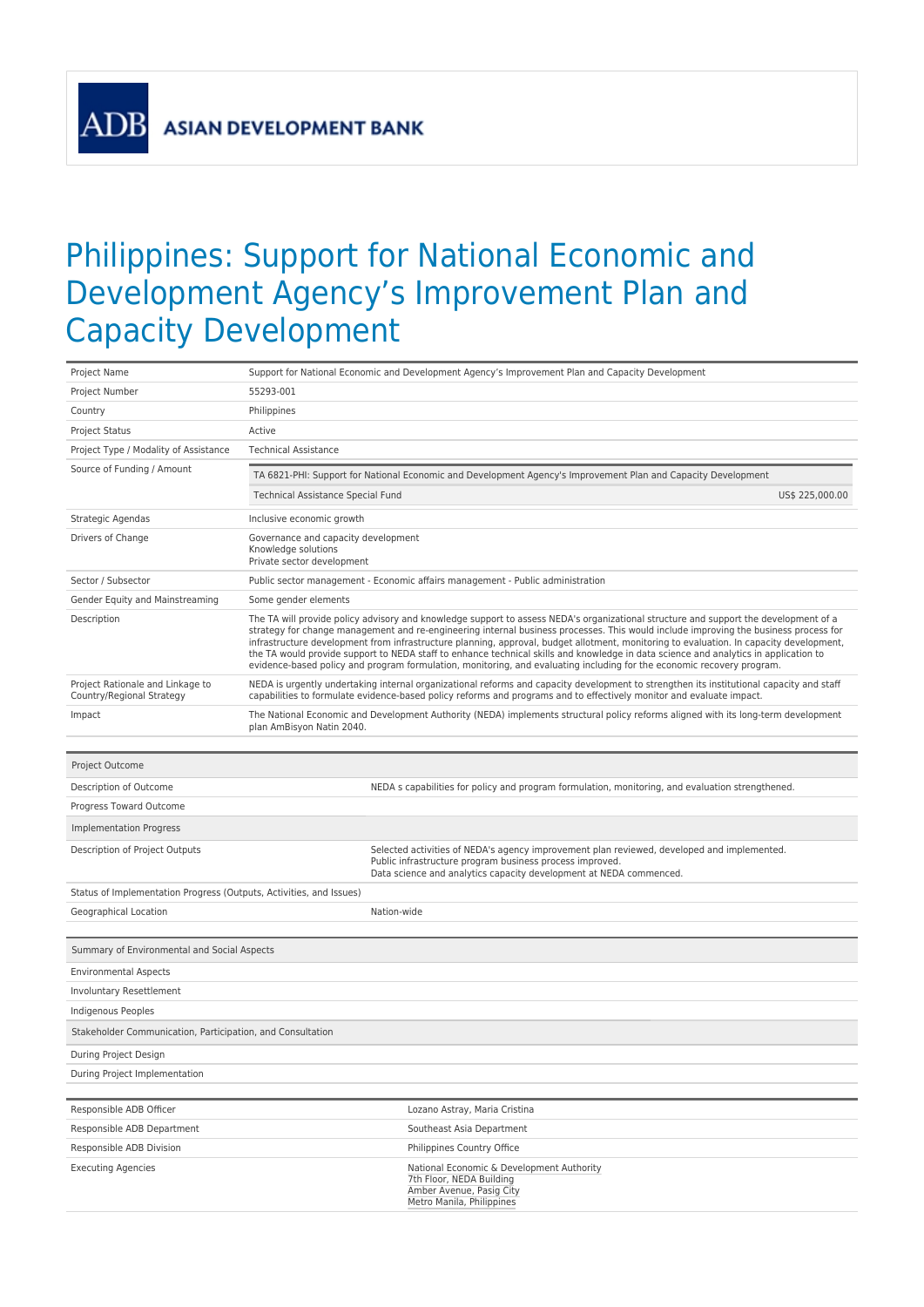ADB ASIAN DEVELOPMENT BANK

# Philippines: Support for National Economic and Development Agency’s Improvement Plan and Capacity Development

| | |
|---|---|
| Project Name | Support for National Economic and Development Agency’s Improvement Plan and Capacity Development |
| Project Number | 55293-001 |
| Country | Philippines |
| Project Status | Active |
| Project Type / Modality of Assistance | Technical Assistance |
| Source of Funding / Amount | TA 6821-PHI: Support for National Economic and Development Agency's Improvement Plan and Capacity Development<br>Technical Assistance Special Fund — US$ 225,000.00 |
| Strategic Agendas | Inclusive economic growth |
| Drivers of Change | Governance and capacity development<br>Knowledge solutions<br>Private sector development |
| Sector / Subsector | Public sector management - Economic affairs management - Public administration |
| Gender Equity and Mainstreaming | Some gender elements |
| Description | The TA will provide policy advisory and knowledge support to assess NEDA's organizational structure and support the development of a strategy for change management and re-engineering internal business processes. This would include improving the business process for infrastructure development from infrastructure planning, approval, budget allotment, monitoring to evaluation. In capacity development, the TA would provide support to NEDA staff to enhance technical skills and knowledge in data science and analytics in application to evidence-based policy and program formulation, monitoring, and evaluating including for the economic recovery program. |
| Project Rationale and Linkage to Country/Regional Strategy | NEDA is urgently undertaking internal organizational reforms and capacity development to strengthen its institutional capacity and staff capabilities to formulate evidence-based policy reforms and programs and to effectively monitor and evaluate impact. |
| Impact | The National Economic and Development Authority (NEDA) implements structural policy reforms aligned with its long-term development plan AmBisyon Natin 2040. |

| Project Outcome | |
|---|---|
| Description of Outcome | NEDA s capabilities for policy and program formulation, monitoring, and evaluation strengthened. |
| Progress Toward Outcome | |
| **Implementation Progress** | |
| Description of Project Outputs | Selected activities of NEDA's agency improvement plan reviewed, developed and implemented.<br>Public infrastructure program business process improved.<br>Data science and analytics capacity development at NEDA commenced. |
| Status of Implementation Progress (Outputs, Activities, and Issues) | |
| Geographical Location | Nation-wide |

| Summary of Environmental and Social Aspects | |
|---|---|
| Environmental Aspects | |
| Involuntary Resettlement | |
| Indigenous Peoples | |
| **Stakeholder Communication, Participation, and Consultation** | |
| During Project Design | |
| During Project Implementation | |

| | |
|---|---|
| Responsible ADB Officer | Lozano Astray, Maria Cristina |
| Responsible ADB Department | Southeast Asia Department |
| Responsible ADB Division | Philippines Country Office |
| Executing Agencies | National Economic & Development Authority<br>7th Floor, NEDA Building<br>Amber Avenue, Pasig City<br>Metro Manila, Philippines |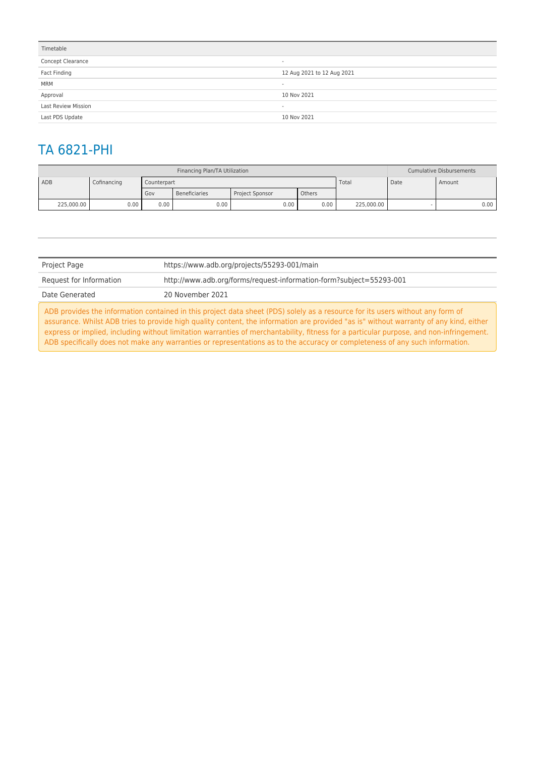| Timetable | |
|---|---|
| Concept Clearance | - |
| Fact Finding | 12 Aug 2021 to 12 Aug 2021 |
| MRM | - |
| Approval | 10 Nov 2021 |
| Last Review Mission | - |
| Last PDS Update | 10 Nov 2021 |

## TA 6821-PHI

| Financing Plan/TA Utilization | | | | | | | Cumulative Disbursements | |
|---|---|---|---|---|---|---|---|---|
| ADB | Cofinancing | Counterpart | | | | Total | Date | Amount |
| | | Gov | Beneficiaries | Project Sponsor | Others | | | |
| 225,000.00 | 0.00 | 0.00 | 0.00 | 0.00 | 0.00 | 225,000.00 | - | 0.00 |

| | |
|---|---|
| Project Page | https://www.adb.org/projects/55293-001/main |
| Request for Information | http://www.adb.org/forms/request-information-form?subject=55293-001 |
| Date Generated | 20 November 2021 |

ADB provides the information contained in this project data sheet (PDS) solely as a resource for its users without any form of assurance. Whilst ADB tries to provide high quality content, the information are provided "as is" without warranty of any kind, either express or implied, including without limitation warranties of merchantability, fitness for a particular purpose, and non-infringement. ADB specifically does not make any warranties or representations as to the accuracy or completeness of any such information.